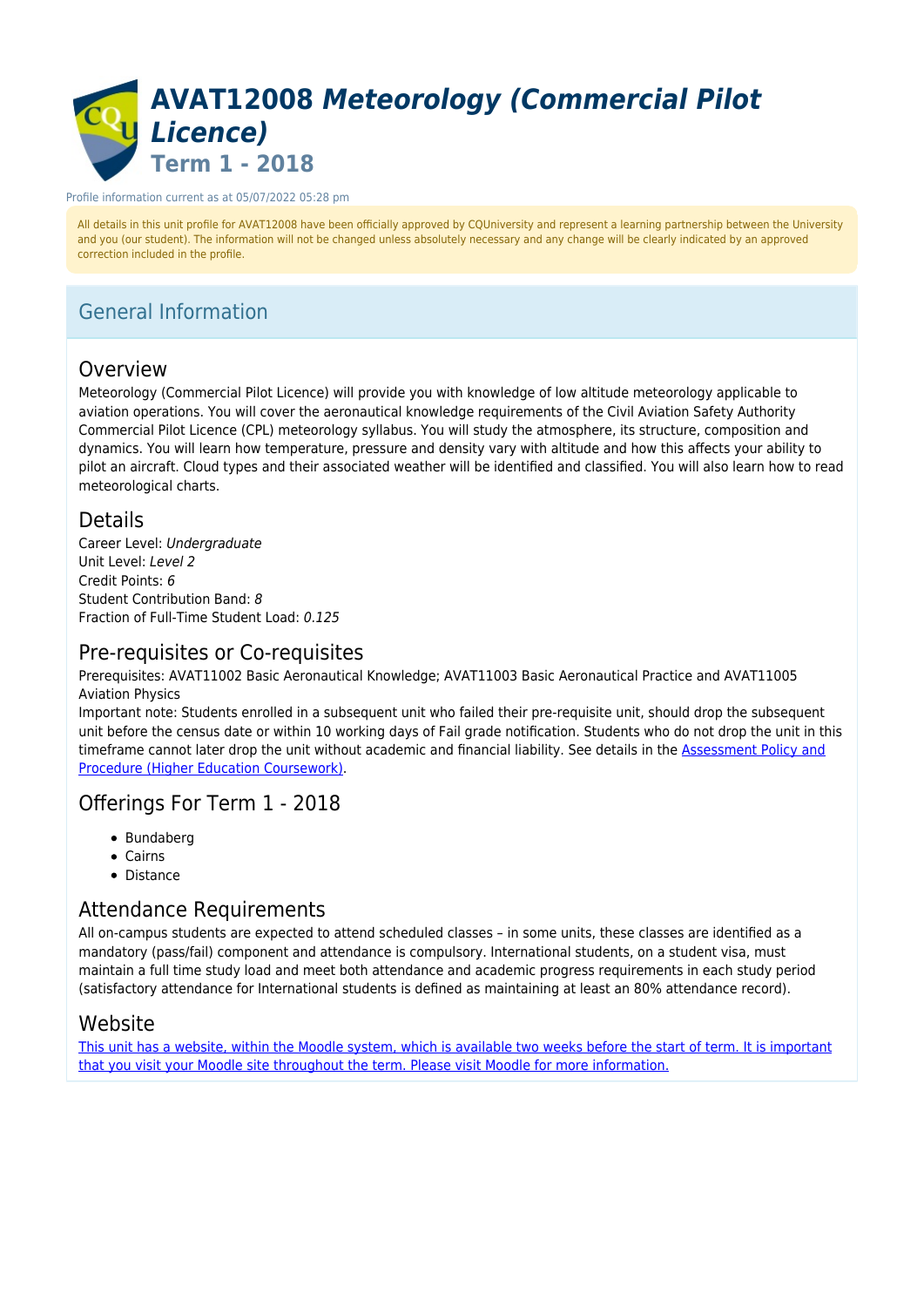# AVAT12008 *Meteorology (Commercial Pilot Licence)*

## Term 1 - 2018

Profile information current as at 05/07/2022 05:28 pm

All details in this unit profile for AVAT12008 have been officially approved by CQUniversity and represent a learning partnership between the University and you (our student). The information will not be changed unless absolutely necessary and any change will be clearly indicated by an approved correction included in the profile.

## General Information

### Overview

Meteorology (Commercial Pilot Licence) will provide you with knowledge of low altitude meteorology applicable to aviation operations. You will cover the aeronautical knowledge requirements of the Civil Aviation Safety Authority Commercial Pilot Licence (CPL) meteorology syllabus. You will study the atmosphere, its structure, composition and dynamics. You will learn how temperature, pressure and density vary with altitude and how this affects your ability to pilot an aircraft. Cloud types and their associated weather will be identified and classified. You will also learn how to read meteorological charts.

### Details

Career Level: *Undergraduate*
Unit Level: *Level 2*
Credit Points: *6*
Student Contribution Band: *8*
Fraction of Full-Time Student Load: *0.125*

### Pre-requisites or Co-requisites

Prerequisites: AVAT11002 Basic Aeronautical Knowledge; AVAT11003 Basic Aeronautical Practice and AVAT11005 Aviation Physics

Important note: Students enrolled in a subsequent unit who failed their pre-requisite unit, should drop the subsequent unit before the census date or within 10 working days of Fail grade notification. Students who do not drop the unit in this timeframe cannot later drop the unit without academic and financial liability. See details in the Assessment Policy and Procedure (Higher Education Coursework).

### Offerings For Term 1 - 2018

- Bundaberg
- Cairns
- Distance

### Attendance Requirements

All on-campus students are expected to attend scheduled classes – in some units, these classes are identified as a mandatory (pass/fail) component and attendance is compulsory. International students, on a student visa, must maintain a full time study load and meet both attendance and academic progress requirements in each study period (satisfactory attendance for International students is defined as maintaining at least an 80% attendance record).

### Website

This unit has a website, within the Moodle system, which is available two weeks before the start of term. It is important that you visit your Moodle site throughout the term. Please visit Moodle for more information.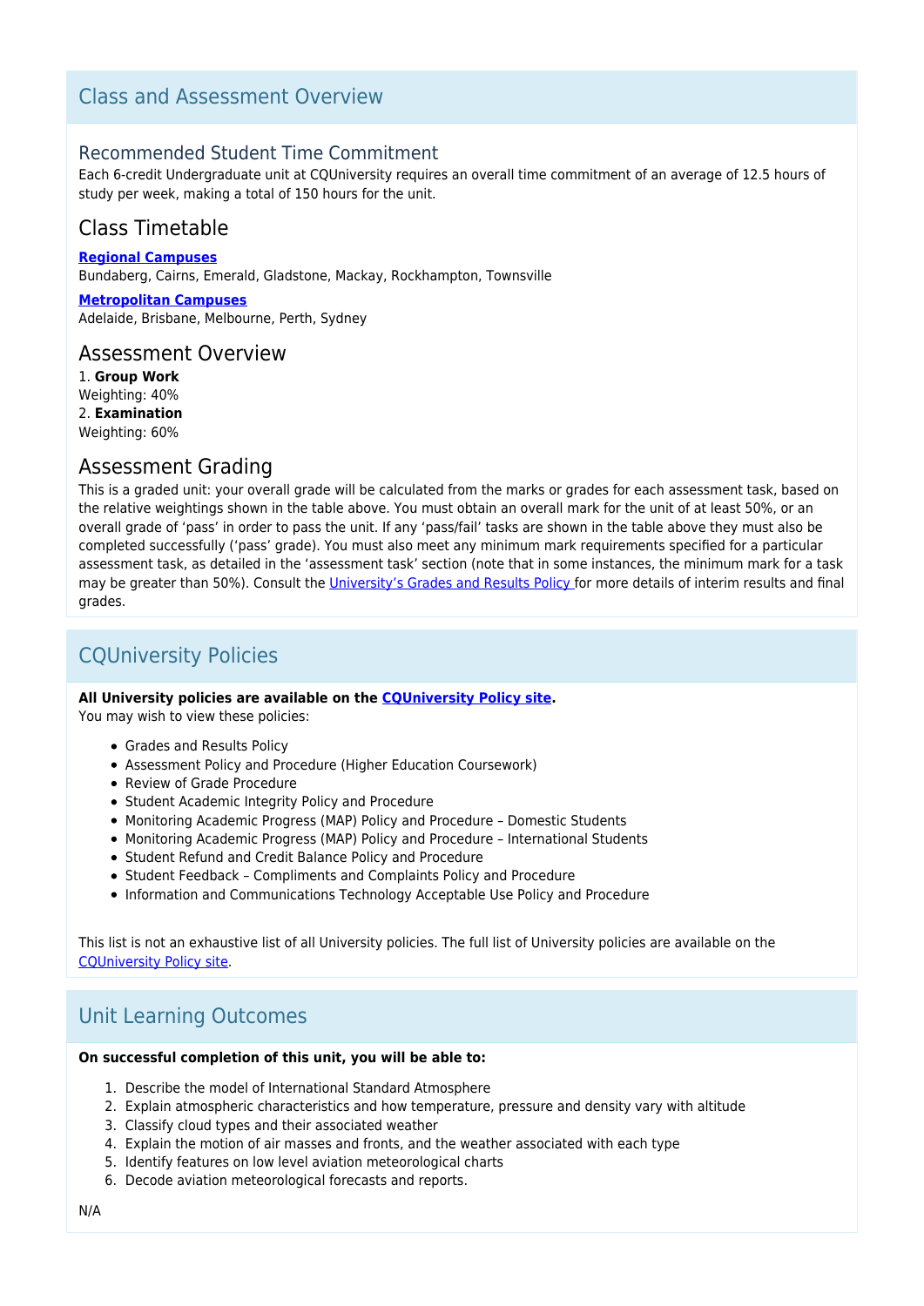## Class and Assessment Overview

### Recommended Student Time Commitment

Each 6-credit Undergraduate unit at CQUniversity requires an overall time commitment of an average of 12.5 hours of study per week, making a total of 150 hours for the unit.

## Class Timetable

**Regional Campuses**
Bundaberg, Cairns, Emerald, Gladstone, Mackay, Rockhampton, Townsville

**Metropolitan Campuses**
Adelaide, Brisbane, Melbourne, Perth, Sydney

## Assessment Overview

1. **Group Work**
Weighting: 40%
2. **Examination**
Weighting: 60%

## Assessment Grading

This is a graded unit: your overall grade will be calculated from the marks or grades for each assessment task, based on the relative weightings shown in the table above. You must obtain an overall mark for the unit of at least 50%, or an overall grade of 'pass' in order to pass the unit. If any 'pass/fail' tasks are shown in the table above they must also be completed successfully ('pass' grade). You must also meet any minimum mark requirements specified for a particular assessment task, as detailed in the 'assessment task' section (note that in some instances, the minimum mark for a task may be greater than 50%). Consult the University's Grades and Results Policy for more details of interim results and final grades.

## CQUniversity Policies

**All University policies are available on the CQUniversity Policy site.**
You may wish to view these policies:

- Grades and Results Policy
- Assessment Policy and Procedure (Higher Education Coursework)
- Review of Grade Procedure
- Student Academic Integrity Policy and Procedure
- Monitoring Academic Progress (MAP) Policy and Procedure – Domestic Students
- Monitoring Academic Progress (MAP) Policy and Procedure – International Students
- Student Refund and Credit Balance Policy and Procedure
- Student Feedback – Compliments and Complaints Policy and Procedure
- Information and Communications Technology Acceptable Use Policy and Procedure

This list is not an exhaustive list of all University policies. The full list of University policies are available on the CQUniversity Policy site.

## Unit Learning Outcomes

**On successful completion of this unit, you will be able to:**

1. Describe the model of International Standard Atmosphere
2. Explain atmospheric characteristics and how temperature, pressure and density vary with altitude
3. Classify cloud types and their associated weather
4. Explain the motion of air masses and fronts, and the weather associated with each type
5. Identify features on low level aviation meteorological charts
6. Decode aviation meteorological forecasts and reports.

N/A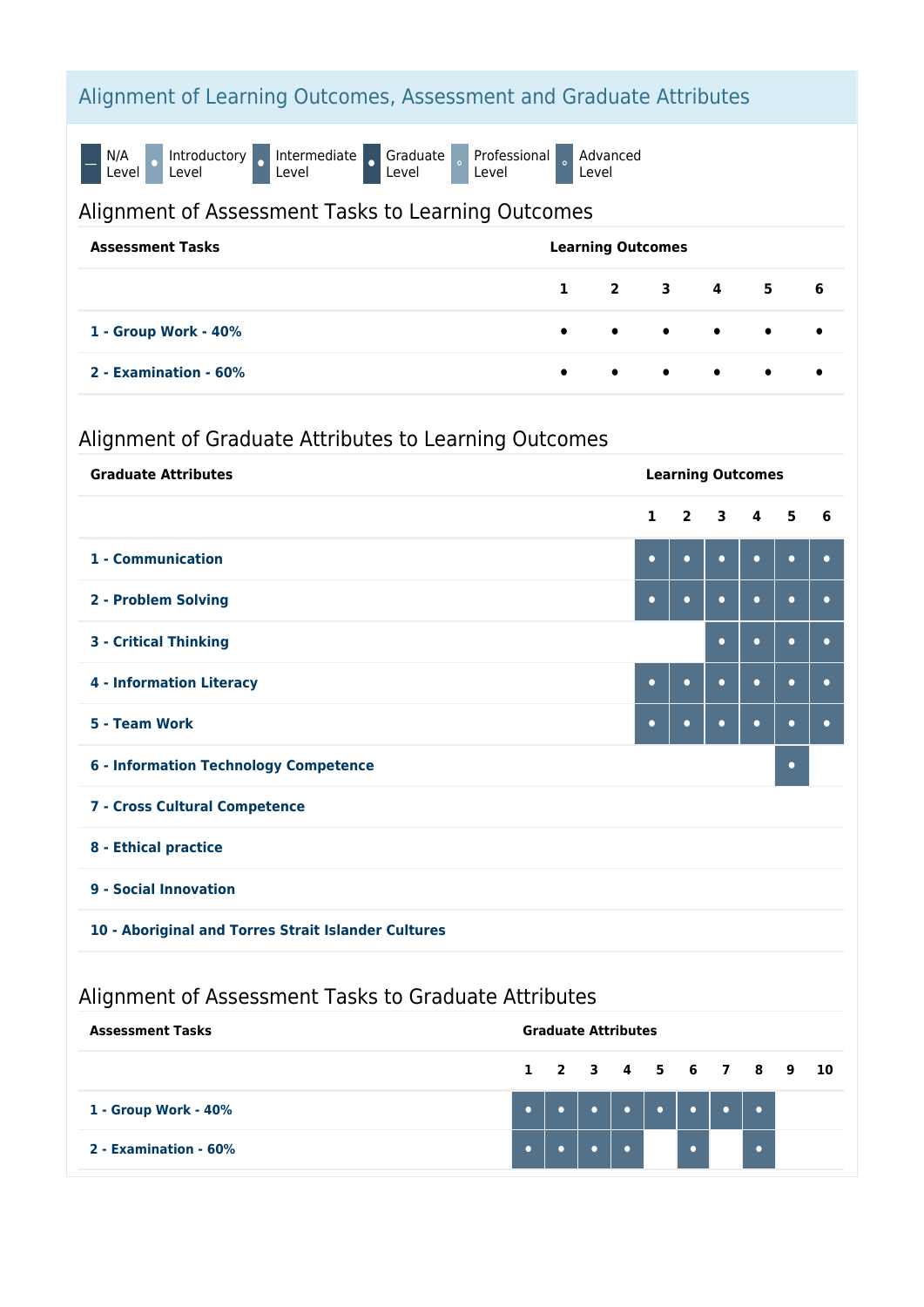## Alignment of Learning Outcomes, Assessment and Graduate Attributes

— N/A Level • Introductory Level • Intermediate Level • Graduate Level ◦ Professional Level ◦ Advanced Level

### Alignment of Assessment Tasks to Learning Outcomes

| Assessment Tasks | Learning Outcomes | | | | | |
|---|---|---|---|---|---|---|
| | 1 | 2 | 3 | 4 | 5 | 6 |
| 1 - Group Work - 40% | • | • | • | • | • | • |
| 2 - Examination - 60% | • | • | • | • | • | • |

### Alignment of Graduate Attributes to Learning Outcomes

| Graduate Attributes | Learning Outcomes | | | | | |
|---|---|---|---|---|---|---|
| | 1 | 2 | 3 | 4 | 5 | 6 |
| 1 - Communication | • | • | • | • | • | • |
| 2 - Problem Solving | • | • | • | • | • | • |
| 3 - Critical Thinking | | | • | • | • | • |
| 4 - Information Literacy | • | • | • | • | • | • |
| 5 - Team Work | • | • | • | • | • | • |
| 6 - Information Technology Competence | | | | | • | |
| 7 - Cross Cultural Competence | | | | | | |
| 8 - Ethical practice | | | | | | |
| 9 - Social Innovation | | | | | | |
| 10 - Aboriginal and Torres Strait Islander Cultures | | | | | | |

### Alignment of Assessment Tasks to Graduate Attributes

| Assessment Tasks | Graduate Attributes | | | | | | | | | |
|---|---|---|---|---|---|---|---|---|---|---|
| | 1 | 2 | 3 | 4 | 5 | 6 | 7 | 8 | 9 | 10 |
| 1 - Group Work - 40% | • | • | • | • | • | • | • | • | | |
| 2 - Examination - 60% | • | • | • | • | | • | | • | | |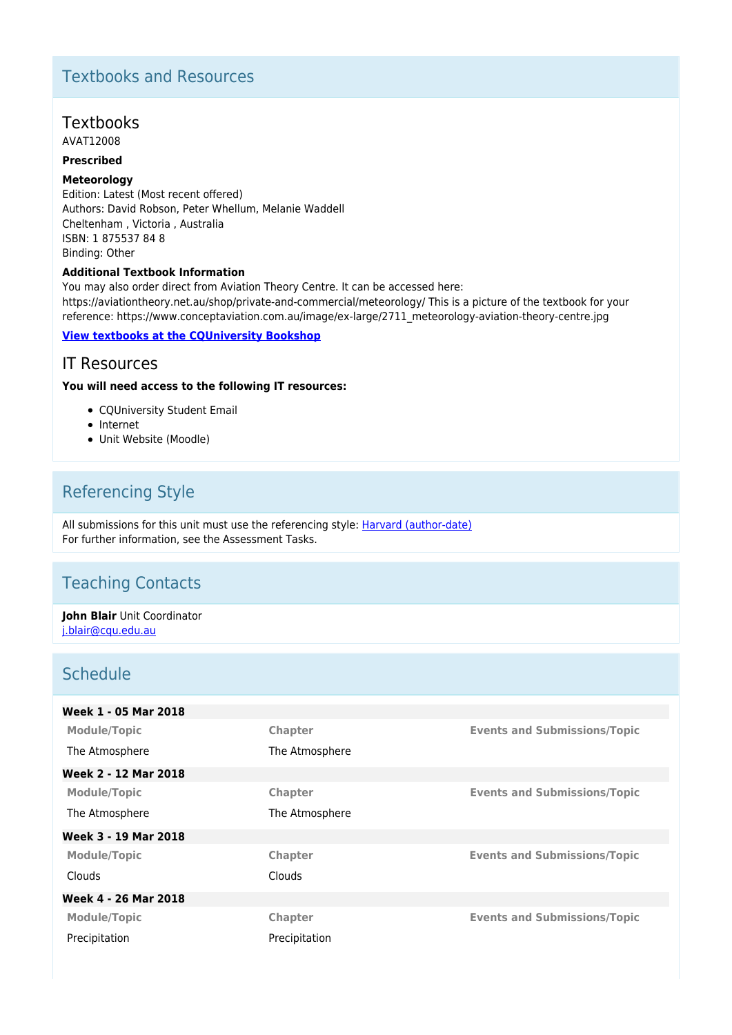## Textbooks and Resources

### Textbooks

AVAT12008

**Prescribed**

**Meteorology**
Edition: Latest (Most recent offered)
Authors: David Robson, Peter Whellum, Melanie Waddell
Cheltenham , Victoria , Australia
ISBN: 1 875537 84 8
Binding: Other

**Additional Textbook Information**
You may also order direct from Aviation Theory Centre. It can be accessed here: https://aviationtheory.net.au/shop/private-and-commercial/meteorology/ This is a picture of the textbook for your reference: https://www.conceptaviation.com.au/image/ex-large/2711_meteorology-aviation-theory-centre.jpg

**View textbooks at the CQUniversity Bookshop**

### IT Resources

**You will need access to the following IT resources:**

- CQUniversity Student Email
- Internet
- Unit Website (Moodle)

## Referencing Style

All submissions for this unit must use the referencing style: Harvard (author-date)
For further information, see the Assessment Tasks.

## Teaching Contacts

**John Blair** Unit Coordinator
j.blair@cqu.edu.au

## Schedule

**Week 1 - 05 Mar 2018**

| Module/Topic | Chapter | Events and Submissions/Topic |
|---|---|---|
| The Atmosphere | The Atmosphere | |

**Week 2 - 12 Mar 2018**

| Module/Topic | Chapter | Events and Submissions/Topic |
|---|---|---|
| The Atmosphere | The Atmosphere | |

**Week 3 - 19 Mar 2018**

| Module/Topic | Chapter | Events and Submissions/Topic |
|---|---|---|
| Clouds | Clouds | |

**Week 4 - 26 Mar 2018**

| Module/Topic | Chapter | Events and Submissions/Topic |
|---|---|---|
| Precipitation | Precipitation | |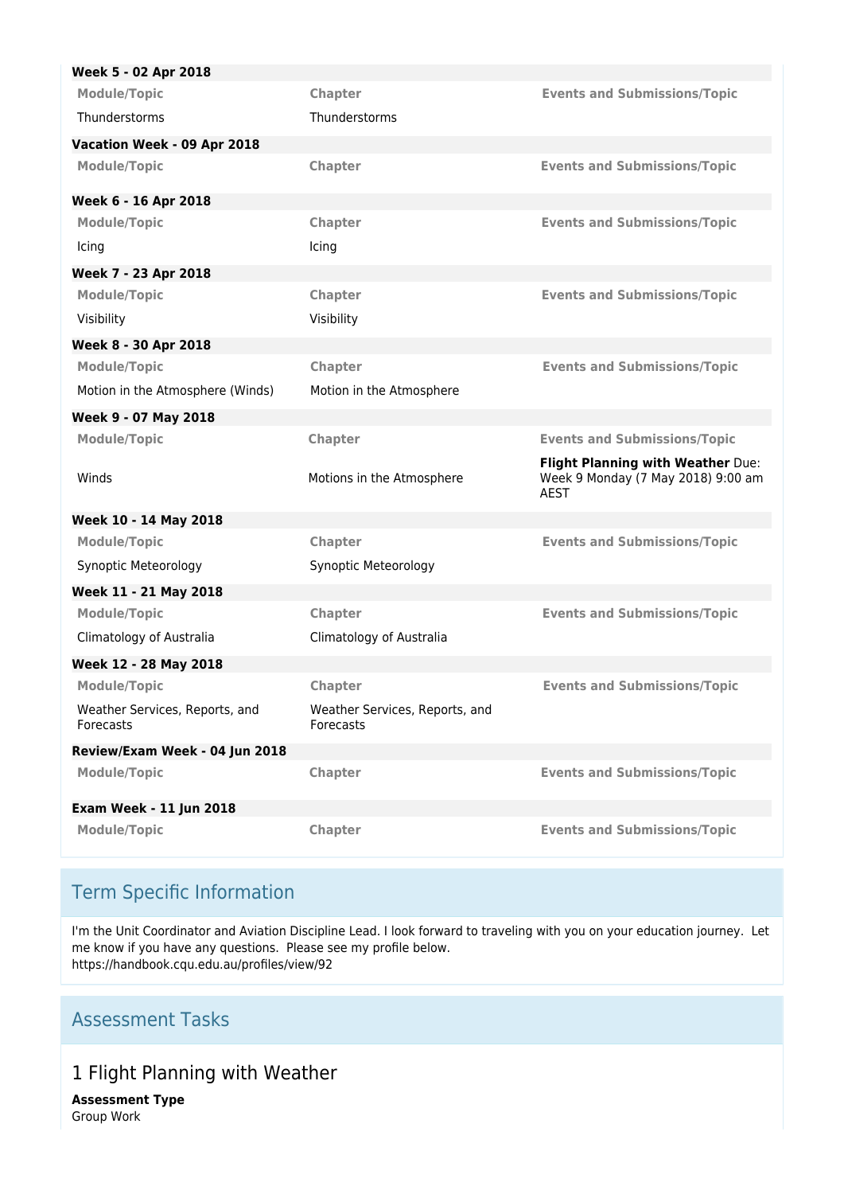**Week 5 - 02 Apr 2018**

| Module/Topic | Chapter | Events and Submissions/Topic |
| --- | --- | --- |
| Thunderstorms | Thunderstorms | |

**Vacation Week - 09 Apr 2018**

| Module/Topic | Chapter | Events and Submissions/Topic |
| --- | --- | --- |

**Week 6 - 16 Apr 2018**

| Module/Topic | Chapter | Events and Submissions/Topic |
| --- | --- | --- |
| Icing | Icing | |

**Week 7 - 23 Apr 2018**

| Module/Topic | Chapter | Events and Submissions/Topic |
| --- | --- | --- |
| Visibility | Visibility | |

**Week 8 - 30 Apr 2018**

| Module/Topic | Chapter | Events and Submissions/Topic |
| --- | --- | --- |
| Motion in the Atmosphere (Winds) | Motion in the Atmosphere | |

**Week 9 - 07 May 2018**

| Module/Topic | Chapter | Events and Submissions/Topic |
| --- | --- | --- |
| Winds | Motions in the Atmosphere | **Flight Planning with Weather** Due: Week 9 Monday (7 May 2018) 9:00 am AEST |

**Week 10 - 14 May 2018**

| Module/Topic | Chapter | Events and Submissions/Topic |
| --- | --- | --- |
| Synoptic Meteorology | Synoptic Meteorology | |

**Week 11 - 21 May 2018**

| Module/Topic | Chapter | Events and Submissions/Topic |
| --- | --- | --- |
| Climatology of Australia | Climatology of Australia | |

**Week 12 - 28 May 2018**

| Module/Topic | Chapter | Events and Submissions/Topic |
| --- | --- | --- |
| Weather Services, Reports, and Forecasts | Weather Services, Reports, and Forecasts | |

**Review/Exam Week - 04 Jun 2018**

| Module/Topic | Chapter | Events and Submissions/Topic |
| --- | --- | --- |

**Exam Week - 11 Jun 2018**

| Module/Topic | Chapter | Events and Submissions/Topic |
| --- | --- | --- |

## Term Specific Information

I'm the Unit Coordinator and Aviation Discipline Lead. I look forward to traveling with you on your education journey. Let me know if you have any questions. Please see my profile below.
https://handbook.cqu.edu.au/profiles/view/92

## Assessment Tasks

### 1 Flight Planning with Weather

**Assessment Type**
Group Work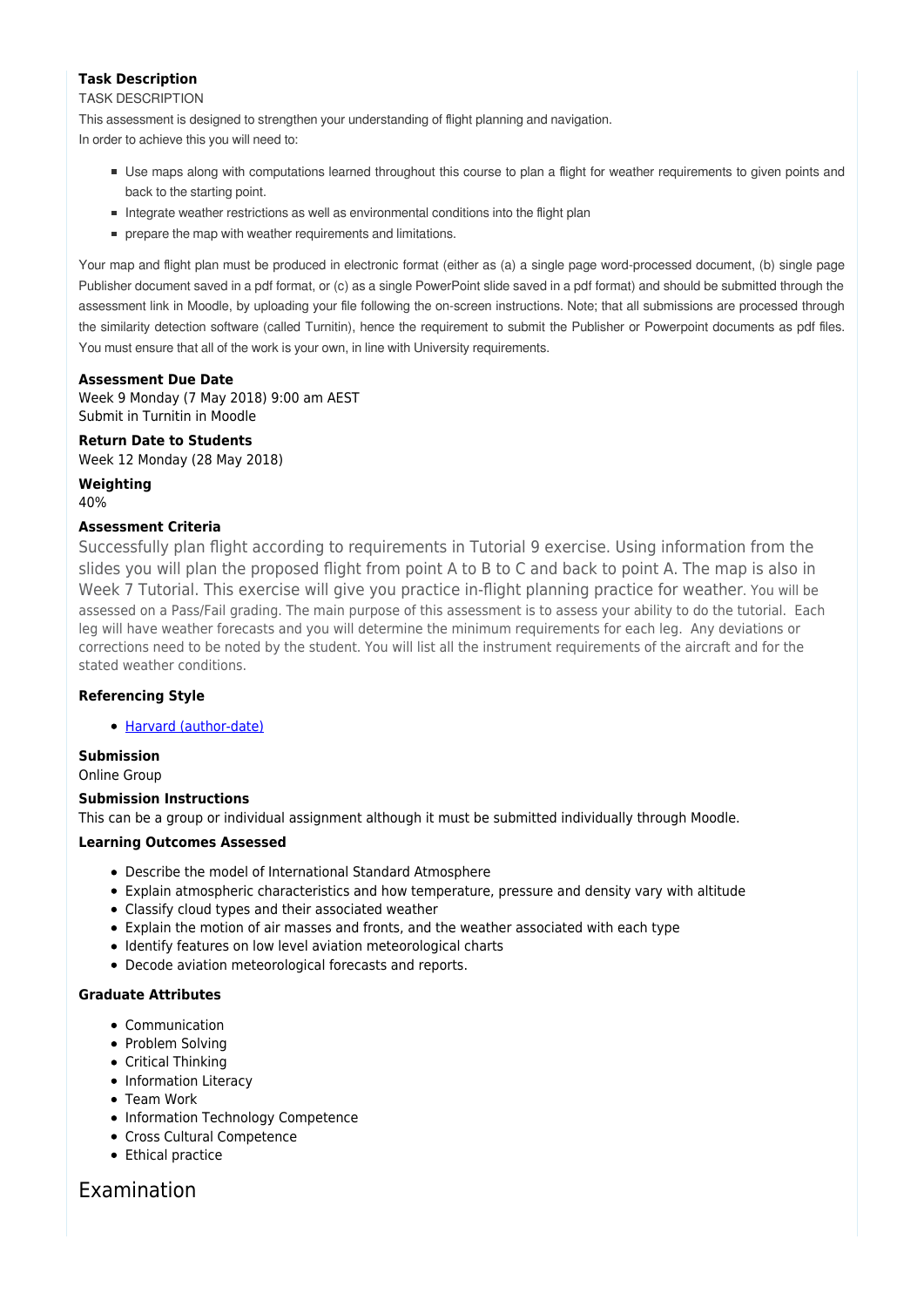**Task Description**

TASK DESCRIPTION

This assessment is designed to strengthen your understanding of flight planning and navigation.

In order to achieve this you will need to:

- Use maps along with computations learned throughout this course to plan a flight for weather requirements to given points and back to the starting point.
- Integrate weather restrictions as well as environmental conditions into the flight plan
- prepare the map with weather requirements and limitations.

Your map and flight plan must be produced in electronic format (either as (a) a single page word-processed document, (b) single page Publisher document saved in a pdf format, or (c) as a single PowerPoint slide saved in a pdf format) and should be submitted through the assessment link in Moodle, by uploading your file following the on-screen instructions. Note; that all submissions are processed through the similarity detection software (called Turnitin), hence the requirement to submit the Publisher or Powerpoint documents as pdf files. You must ensure that all of the work is your own, in line with University requirements.

**Assessment Due Date**

Week 9 Monday (7 May 2018) 9:00 am AEST

Submit in Turnitin in Moodle

**Return Date to Students**

Week 12 Monday (28 May 2018)

**Weighting**

40%

**Assessment Criteria**

Successfully plan flight according to requirements in Tutorial 9 exercise. Using information from the slides you will plan the proposed flight from point A to B to C and back to point A. The map is also in Week 7 Tutorial. This exercise will give you practice in-flight planning practice for weather. You will be assessed on a Pass/Fail grading. The main purpose of this assessment is to assess your ability to do the tutorial. Each leg will have weather forecasts and you will determine the minimum requirements for each leg. Any deviations or corrections need to be noted by the student. You will list all the instrument requirements of the aircraft and for the stated weather conditions.

**Referencing Style**

- Harvard (author-date)

**Submission**

Online Group

**Submission Instructions**

This can be a group or individual assignment although it must be submitted individually through Moodle.

**Learning Outcomes Assessed**

- Describe the model of International Standard Atmosphere
- Explain atmospheric characteristics and how temperature, pressure and density vary with altitude
- Classify cloud types and their associated weather
- Explain the motion of air masses and fronts, and the weather associated with each type
- Identify features on low level aviation meteorological charts
- Decode aviation meteorological forecasts and reports.

**Graduate Attributes**

- Communication
- Problem Solving
- Critical Thinking
- Information Literacy
- Team Work
- Information Technology Competence
- Cross Cultural Competence
- Ethical practice

## Examination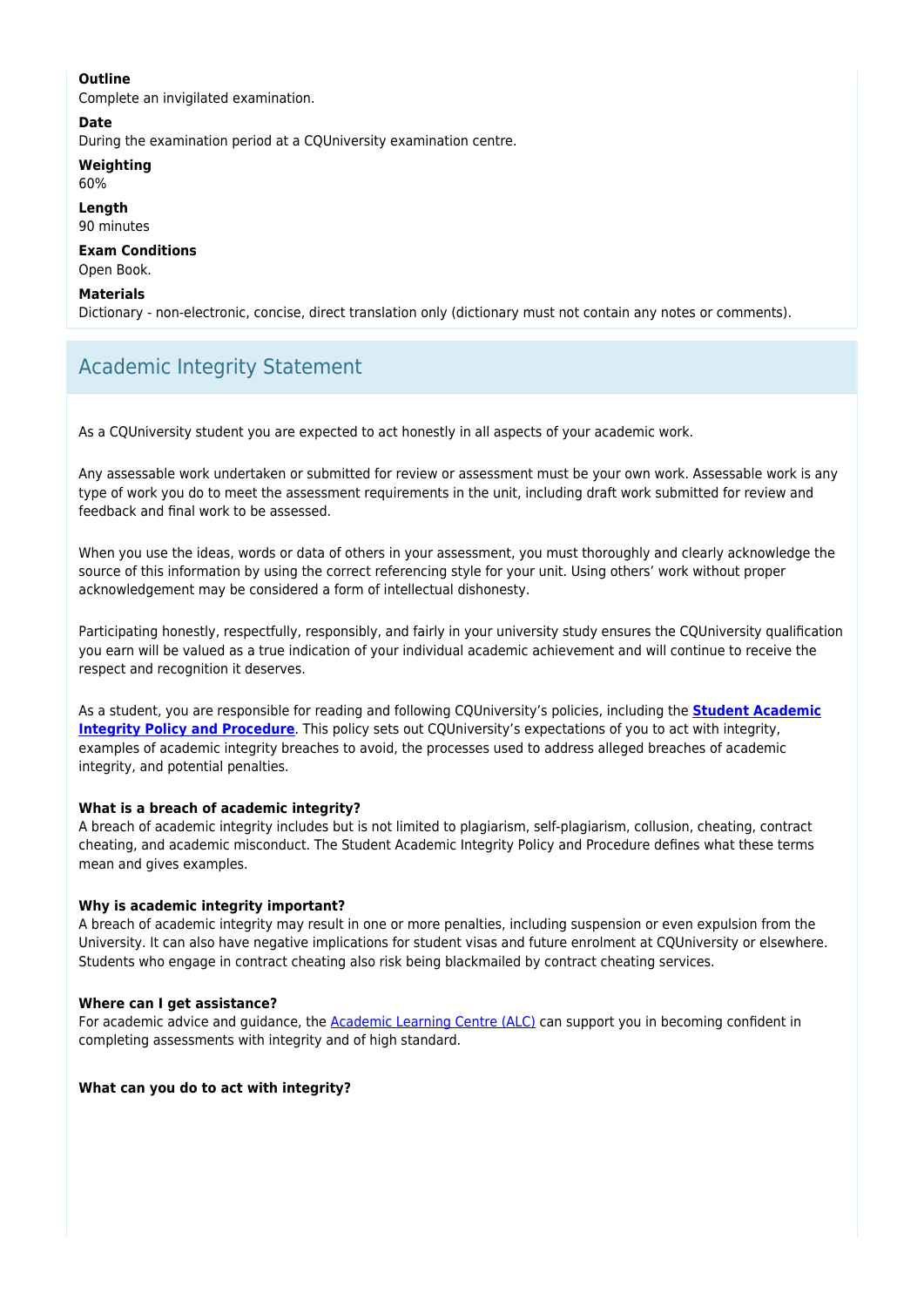**Outline**
Complete an invigilated examination.

**Date**
During the examination period at a CQUniversity examination centre.

**Weighting**
60%

**Length**
90 minutes

**Exam Conditions**
Open Book.

**Materials**
Dictionary - non-electronic, concise, direct translation only (dictionary must not contain any notes or comments).

## Academic Integrity Statement

As a CQUniversity student you are expected to act honestly in all aspects of your academic work.

Any assessable work undertaken or submitted for review or assessment must be your own work. Assessable work is any type of work you do to meet the assessment requirements in the unit, including draft work submitted for review and feedback and final work to be assessed.

When you use the ideas, words or data of others in your assessment, you must thoroughly and clearly acknowledge the source of this information by using the correct referencing style for your unit. Using others' work without proper acknowledgement may be considered a form of intellectual dishonesty.

Participating honestly, respectfully, responsibly, and fairly in your university study ensures the CQUniversity qualification you earn will be valued as a true indication of your individual academic achievement and will continue to receive the respect and recognition it deserves.

As a student, you are responsible for reading and following CQUniversity's policies, including the **Student Academic Integrity Policy and Procedure**. This policy sets out CQUniversity's expectations of you to act with integrity, examples of academic integrity breaches to avoid, the processes used to address alleged breaches of academic integrity, and potential penalties.

**What is a breach of academic integrity?**
A breach of academic integrity includes but is not limited to plagiarism, self-plagiarism, collusion, cheating, contract cheating, and academic misconduct. The Student Academic Integrity Policy and Procedure defines what these terms mean and gives examples.

**Why is academic integrity important?**
A breach of academic integrity may result in one or more penalties, including suspension or even expulsion from the University. It can also have negative implications for student visas and future enrolment at CQUniversity or elsewhere. Students who engage in contract cheating also risk being blackmailed by contract cheating services.

**Where can I get assistance?**
For academic advice and guidance, the Academic Learning Centre (ALC) can support you in becoming confident in completing assessments with integrity and of high standard.

**What can you do to act with integrity?**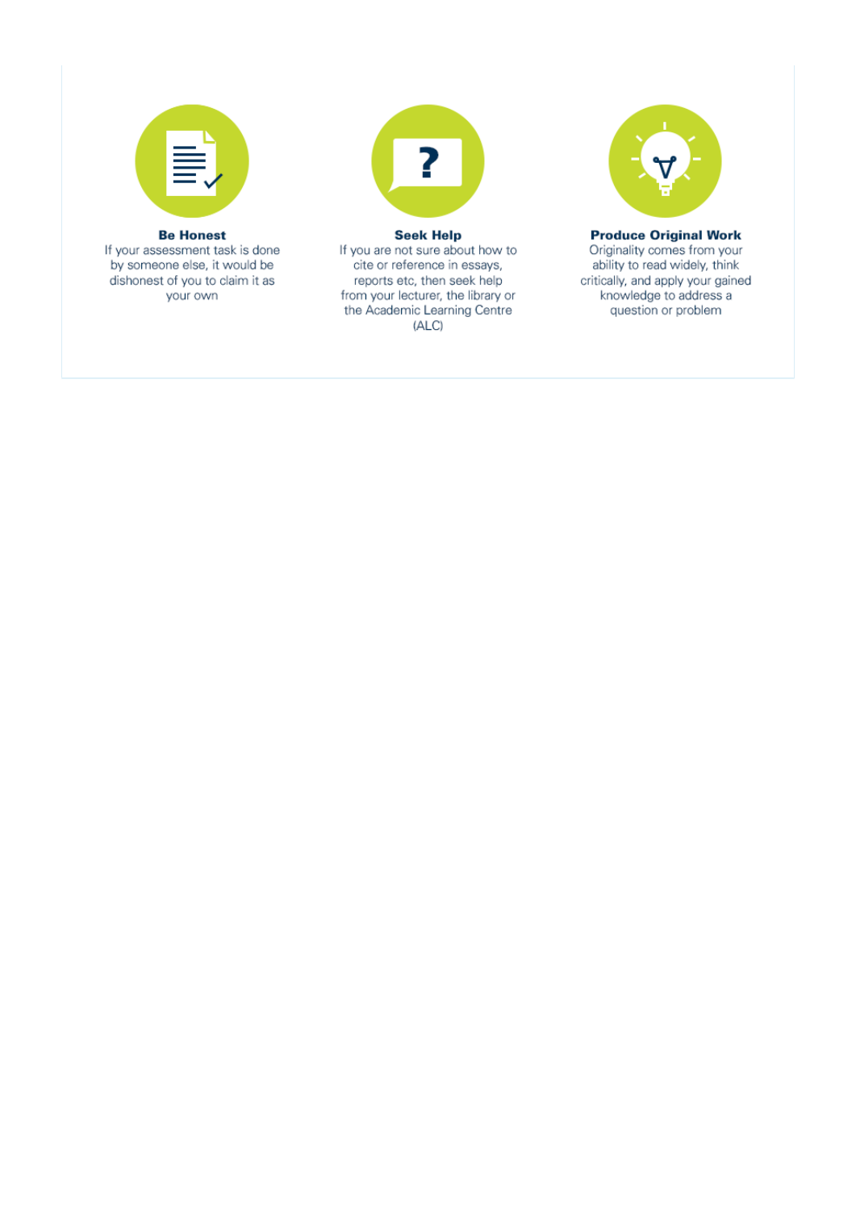**Be Honest**
If your assessment task is done by someone else, it would be dishonest of you to claim it as your own

**Seek Help**
If you are not sure about how to cite or reference in essays, reports etc, then seek help from your lecturer, the library or the Academic Learning Centre (ALC)

**Produce Original Work**
Originality comes from your ability to read widely, think critically, and apply your gained knowledge to address a question or problem